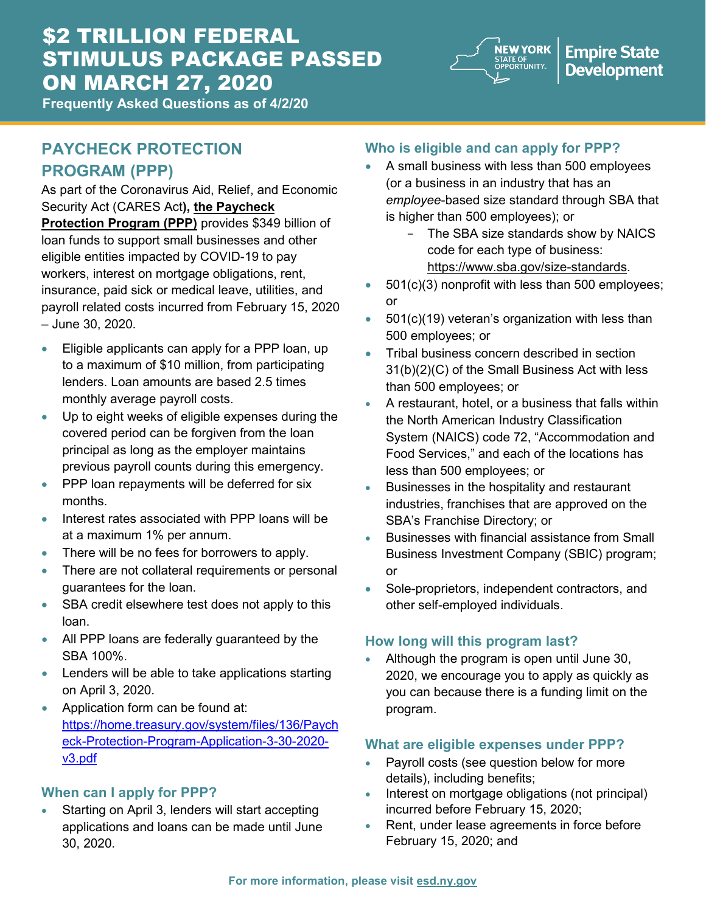# $2 TRILLION FEDERAL STIMULUS PACKAGE PASSED ON MARCH 27, 2020

**Frequently Asked Questions as of 4/2/20**

NEW YORK STATE OF OPPORTUNITY. | Empire State Development

## PAYCHECK PROTECTION PROGRAM (PPP)

As part of the Coronavirus Aid, Relief, and Economic Security Act (CARES Act**), the Paycheck Protection Program (PPP)** provides $349 billion of loan funds to support small businesses and other eligible entities impacted by COVID-19 to pay workers, interest on mortgage obligations, rent, insurance, paid sick or medical leave, utilities, and payroll related costs incurred from February 15, 2020 – June 30, 2020.

- Eligible applicants can apply for a PPP loan, up to a maximum of $10 million, from participating lenders. Loan amounts are based 2.5 times monthly average payroll costs.
- Up to eight weeks of eligible expenses during the covered period can be forgiven from the loan principal as long as the employer maintains previous payroll counts during this emergency.
- PPP loan repayments will be deferred for six months.
- Interest rates associated with PPP loans will be at a maximum 1% per annum.
- There will be no fees for borrowers to apply.
- There are not collateral requirements or personal guarantees for the loan.
- SBA credit elsewhere test does not apply to this loan.
- All PPP loans are federally guaranteed by the SBA 100%.
- Lenders will be able to take applications starting on April 3, 2020.
- Application form can be found at: https://home.treasury.gov/system/files/136/Paycheck-Protection-Program-Application-3-30-2020-v3.pdf

### When can I apply for PPP?

- Starting on April 3, lenders will start accepting applications and loans can be made until June 30, 2020.

### Who is eligible and can apply for PPP?

- A small business with less than 500 employees (or a business in an industry that has an *employee*-based size standard through SBA that is higher than 500 employees); or
  - The SBA size standards show by NAICS code for each type of business: https://www.sba.gov/size-standards.
- 501(c)(3) nonprofit with less than 500 employees; or
- 501(c)(19) veteran's organization with less than 500 employees; or
- Tribal business concern described in section 31(b)(2)(C) of the Small Business Act with less than 500 employees; or
- A restaurant, hotel, or a business that falls within the North American Industry Classification System (NAICS) code 72, "Accommodation and Food Services," and each of the locations has less than 500 employees; or
- Businesses in the hospitality and restaurant industries, franchises that are approved on the SBA's Franchise Directory; or
- Businesses with financial assistance from Small Business Investment Company (SBIC) program; or
- Sole-proprietors, independent contractors, and other self-employed individuals.

### How long will this program last?

- Although the program is open until June 30, 2020, we encourage you to apply as quickly as you can because there is a funding limit on the program.

### What are eligible expenses under PPP?

- Payroll costs (see question below for more details), including benefits;
- Interest on mortgage obligations (not principal) incurred before February 15, 2020;
- Rent, under lease agreements in force before February 15, 2020; and

For more information, please visit esd.ny.gov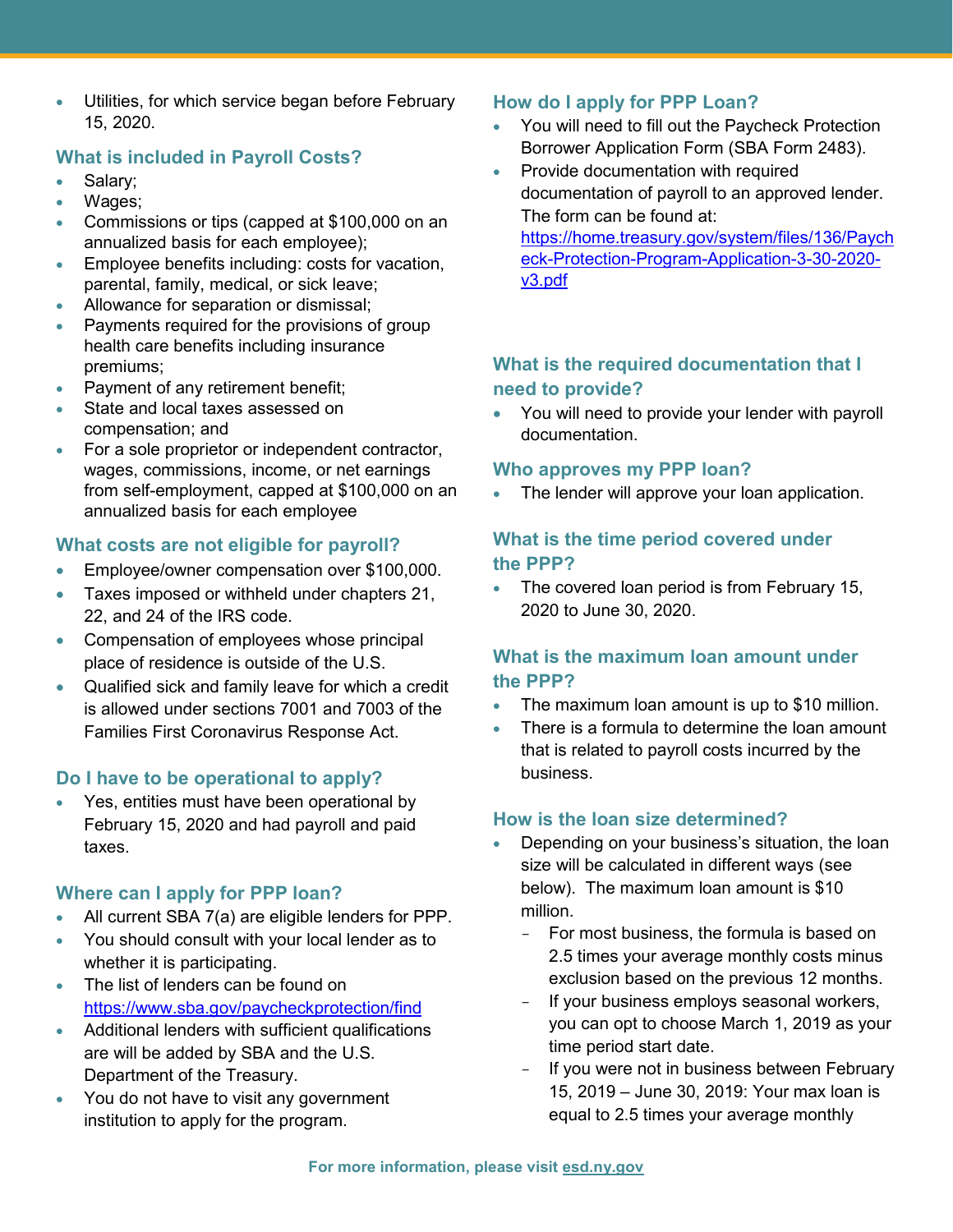- Utilities, for which service began before February 15, 2020.

## What is included in Payroll Costs?

- Salary;
- Wages;
- Commissions or tips (capped at $100,000 on an annualized basis for each employee);
- Employee benefits including: costs for vacation, parental, family, medical, or sick leave;
- Allowance for separation or dismissal;
- Payments required for the provisions of group health care benefits including insurance premiums;
- Payment of any retirement benefit;
- State and local taxes assessed on compensation; and
- For a sole proprietor or independent contractor, wages, commissions, income, or net earnings from self-employment, capped at $100,000 on an annualized basis for each employee

## What costs are not eligible for payroll?

- Employee/owner compensation over $100,000.
- Taxes imposed or withheld under chapters 21, 22, and 24 of the IRS code.
- Compensation of employees whose principal place of residence is outside of the U.S.
- Qualified sick and family leave for which a credit is allowed under sections 7001 and 7003 of the Families First Coronavirus Response Act.

## Do I have to be operational to apply?

- Yes, entities must have been operational by February 15, 2020 and had payroll and paid taxes.

## Where can I apply for PPP loan?

- All current SBA 7(a) are eligible lenders for PPP.
- You should consult with your local lender as to whether it is participating.
- The list of lenders can be found on https://www.sba.gov/paycheckprotection/find
- Additional lenders with sufficient qualifications are will be added by SBA and the U.S. Department of the Treasury.
- You do not have to visit any government institution to apply for the program.

## How do I apply for PPP Loan?

- You will need to fill out the Paycheck Protection Borrower Application Form (SBA Form 2483).
- Provide documentation with required documentation of payroll to an approved lender. The form can be found at: https://home.treasury.gov/system/files/136/Paycheck-Protection-Program-Application-3-30-2020-v3.pdf

## What is the required documentation that I need to provide?

- You will need to provide your lender with payroll documentation.

## Who approves my PPP loan?

- The lender will approve your loan application.

## What is the time period covered under the PPP?

- The covered loan period is from February 15, 2020 to June 30, 2020.

## What is the maximum loan amount under the PPP?

- The maximum loan amount is up to $10 million.
- There is a formula to determine the loan amount that is related to payroll costs incurred by the business.

## How is the loan size determined?

- Depending on your business's situation, the loan size will be calculated in different ways (see below). The maximum loan amount is $10 million.
  - For most business, the formula is based on 2.5 times your average monthly costs minus exclusion based on the previous 12 months.
  - If your business employs seasonal workers, you can opt to choose March 1, 2019 as your time period start date.
  - If you were not in business between February 15, 2019 – June 30, 2019: Your max loan is equal to 2.5 times your average monthly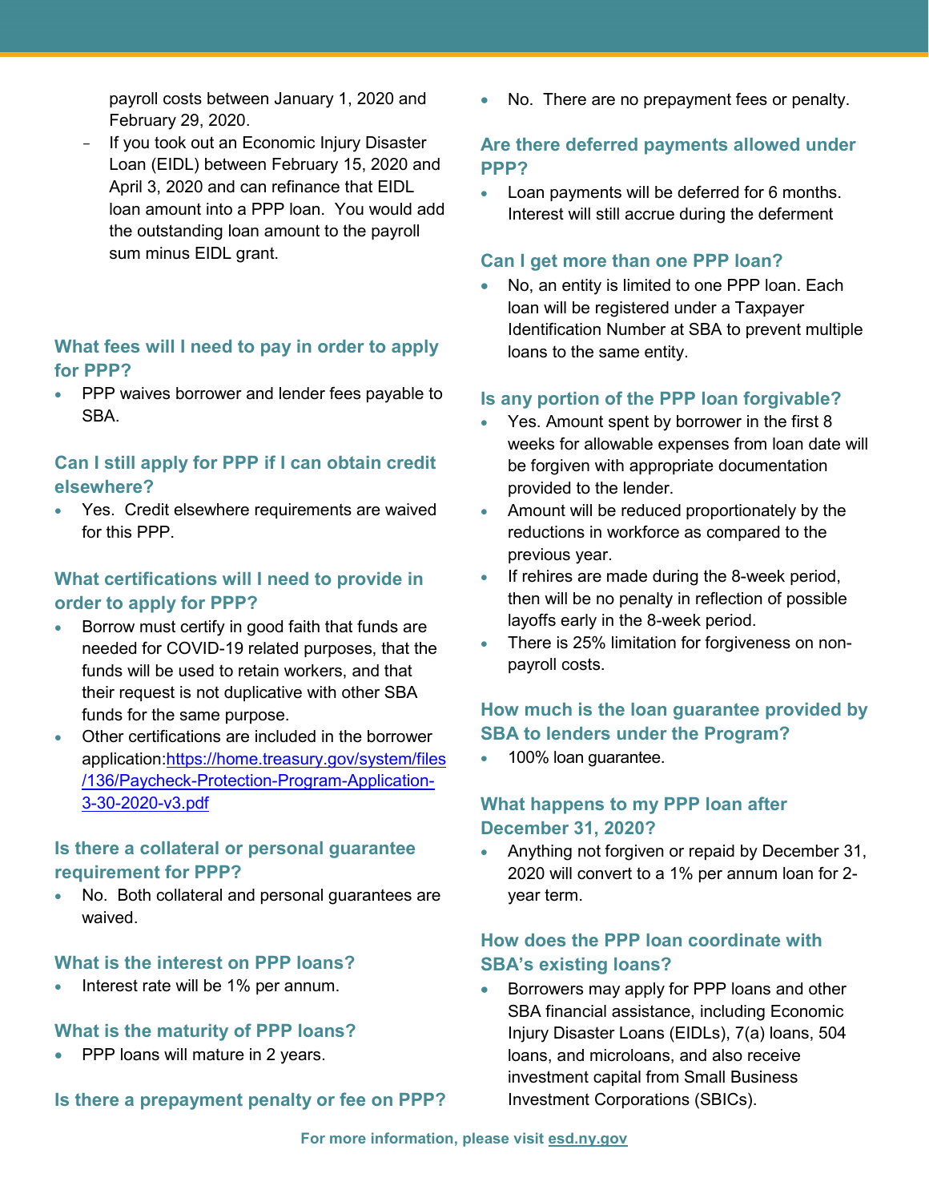- payroll costs between January 1, 2020 and February 29, 2020.
  - If you took out an Economic Injury Disaster Loan (EIDL) between February 15, 2020 and April 3, 2020 and can refinance that EIDL loan amount into a PPP loan. You would add the outstanding loan amount to the payroll sum minus EIDL grant.

### What fees will I need to pay in order to apply for PPP?

- PPP waives borrower and lender fees payable to SBA.

### Can I still apply for PPP if I can obtain credit elsewhere?

- Yes. Credit elsewhere requirements are waived for this PPP.

### What certifications will I need to provide in order to apply for PPP?

- Borrow must certify in good faith that funds are needed for COVID-19 related purposes, that the funds will be used to retain workers, and that their request is not duplicative with other SBA funds for the same purpose.
- Other certifications are included in the borrower application:[https://home.treasury.gov/system/files/136/Paycheck-Protection-Program-Application-3-30-2020-v3.pdf](https://home.treasury.gov/system/files/136/Paycheck-Protection-Program-Application-3-30-2020-v3.pdf)

### Is there a collateral or personal guarantee requirement for PPP?

- No. Both collateral and personal guarantees are waived.

### What is the interest on PPP loans?

- Interest rate will be 1% per annum.

### What is the maturity of PPP loans?

- PPP loans will mature in 2 years.

### Is there a prepayment penalty or fee on PPP?

- No. There are no prepayment fees or penalty.

### Are there deferred payments allowed under PPP?

- Loan payments will be deferred for 6 months. Interest will still accrue during the deferment

### Can I get more than one PPP loan?

- No, an entity is limited to one PPP loan. Each loan will be registered under a Taxpayer Identification Number at SBA to prevent multiple loans to the same entity.

### Is any portion of the PPP loan forgivable?

- Yes. Amount spent by borrower in the first 8 weeks for allowable expenses from loan date will be forgiven with appropriate documentation provided to the lender.
- Amount will be reduced proportionately by the reductions in workforce as compared to the previous year.
- If rehires are made during the 8-week period, then will be no penalty in reflection of possible layoffs early in the 8-week period.
- There is 25% limitation for forgiveness on non-payroll costs.

### How much is the loan guarantee provided by SBA to lenders under the Program?

- 100% loan guarantee.

### What happens to my PPP loan after December 31, 2020?

- Anything not forgiven or repaid by December 31, 2020 will convert to a 1% per annum loan for 2-year term.

### How does the PPP loan coordinate with SBA's existing loans?

- Borrowers may apply for PPP loans and other SBA financial assistance, including Economic Injury Disaster Loans (EIDLs), 7(a) loans, 504 loans, and microloans, and also receive investment capital from Small Business Investment Corporations (SBICs).

**For more information, please visit [esd.ny.gov](esd.ny.gov)**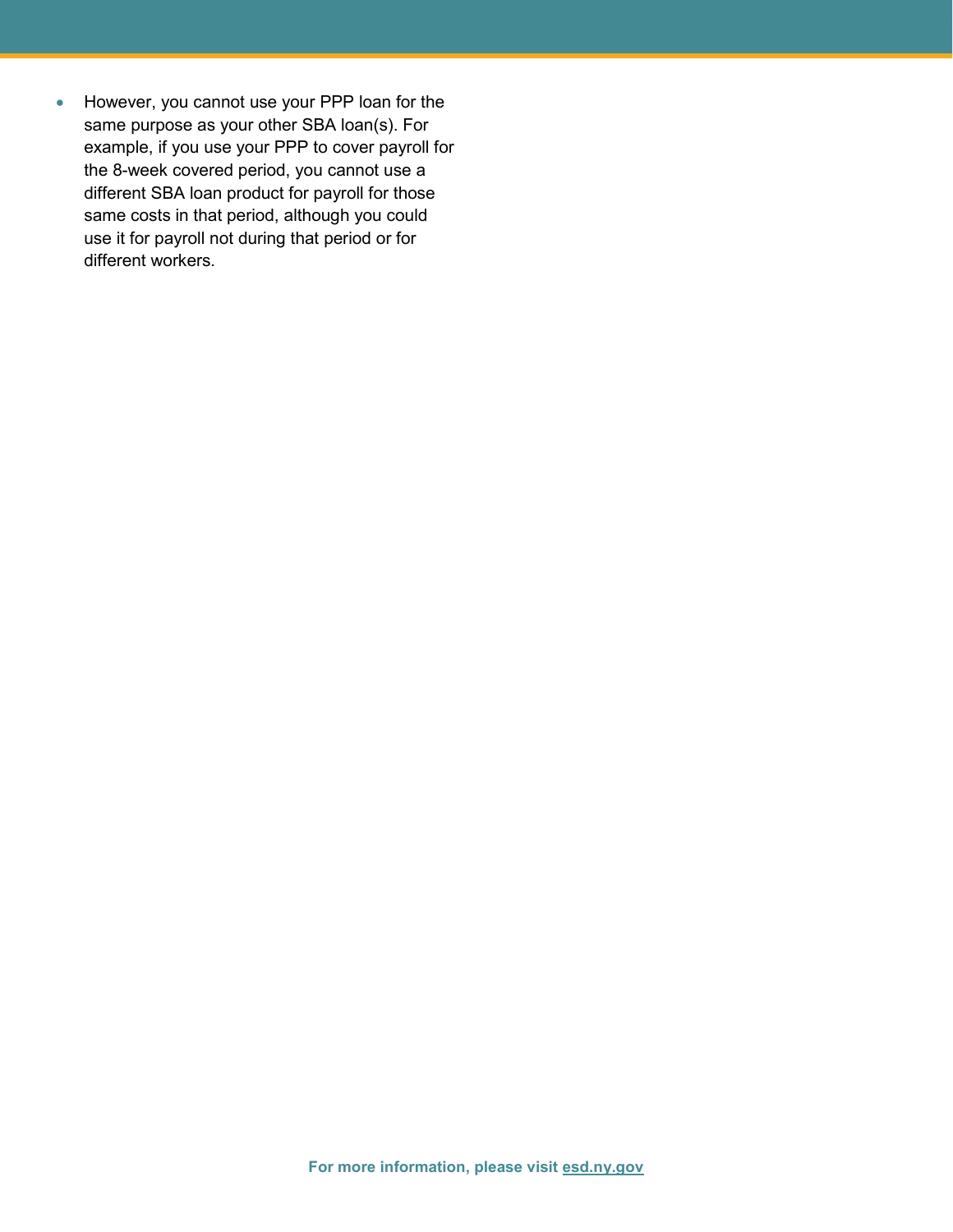- However, you cannot use your PPP loan for the same purpose as your other SBA loan(s). For example, if you use your PPP to cover payroll for the 8-week covered period, you cannot use a different SBA loan product for payroll for those same costs in that period, although you could use it for payroll not during that period or for different workers.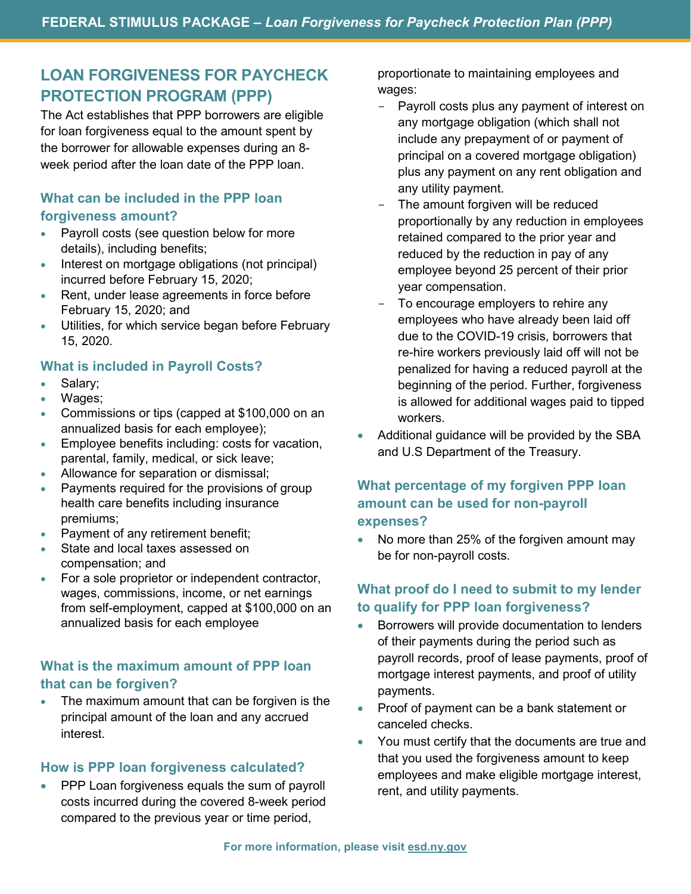## LOAN FORGIVENESS FOR PAYCHECK PROTECTION PROGRAM (PPP)

The Act establishes that PPP borrowers are eligible for loan forgiveness equal to the amount spent by the borrower for allowable expenses during an 8-week period after the loan date of the PPP loan.

### What can be included in the PPP loan forgiveness amount?

- Payroll costs (see question below for more details), including benefits;
- Interest on mortgage obligations (not principal) incurred before February 15, 2020;
- Rent, under lease agreements in force before February 15, 2020; and
- Utilities, for which service began before February 15, 2020.

### What is included in Payroll Costs?

- Salary;
- Wages;
- Commissions or tips (capped at $100,000 on an annualized basis for each employee);
- Employee benefits including: costs for vacation, parental, family, medical, or sick leave;
- Allowance for separation or dismissal;
- Payments required for the provisions of group health care benefits including insurance premiums;
- Payment of any retirement benefit;
- State and local taxes assessed on compensation; and
- For a sole proprietor or independent contractor, wages, commissions, income, or net earnings from self-employment, capped at $100,000 on an annualized basis for each employee

### What is the maximum amount of PPP loan that can be forgiven?

- The maximum amount that can be forgiven is the principal amount of the loan and any accrued interest.

### How is PPP loan forgiveness calculated?

- PPP Loan forgiveness equals the sum of payroll costs incurred during the covered 8-week period compared to the previous year or time period, proportionate to maintaining employees and wages:
  - Payroll costs plus any payment of interest on any mortgage obligation (which shall not include any prepayment of or payment of principal on a covered mortgage obligation) plus any payment on any rent obligation and any utility payment.
  - The amount forgiven will be reduced proportionally by any reduction in employees retained compared to the prior year and reduced by the reduction in pay of any employee beyond 25 percent of their prior year compensation.
  - To encourage employers to rehire any employees who have already been laid off due to the COVID-19 crisis, borrowers that re-hire workers previously laid off will not be penalized for having a reduced payroll at the beginning of the period. Further, forgiveness is allowed for additional wages paid to tipped workers.
- Additional guidance will be provided by the SBA and U.S Department of the Treasury.

### What percentage of my forgiven PPP loan amount can be used for non-payroll expenses?

- No more than 25% of the forgiven amount may be for non-payroll costs.

### What proof do I need to submit to my lender to qualify for PPP loan forgiveness?

- Borrowers will provide documentation to lenders of their payments during the period such as payroll records, proof of lease payments, proof of mortgage interest payments, and proof of utility payments.
- Proof of payment can be a bank statement or canceled checks.
- You must certify that the documents are true and that you used the forgiveness amount to keep employees and make eligible mortgage interest, rent, and utility payments.

**For more information, please visit esd.ny.gov**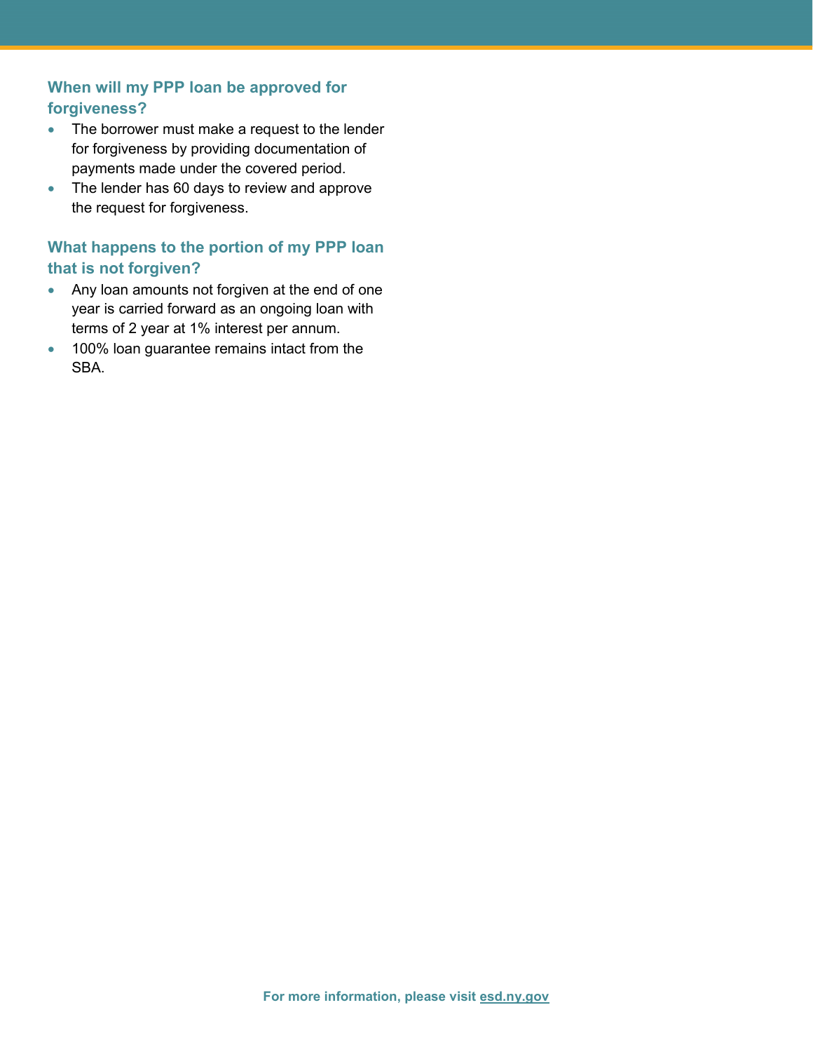### When will my PPP loan be approved for forgiveness?

- The borrower must make a request to the lender for forgiveness by providing documentation of payments made under the covered period.
- The lender has 60 days to review and approve the request for forgiveness.

### What happens to the portion of my PPP loan that is not forgiven?

- Any loan amounts not forgiven at the end of one year is carried forward as an ongoing loan with terms of 2 year at 1% interest per annum.
- 100% loan guarantee remains intact from the SBA.

**For more information, please visit esd.ny.gov**